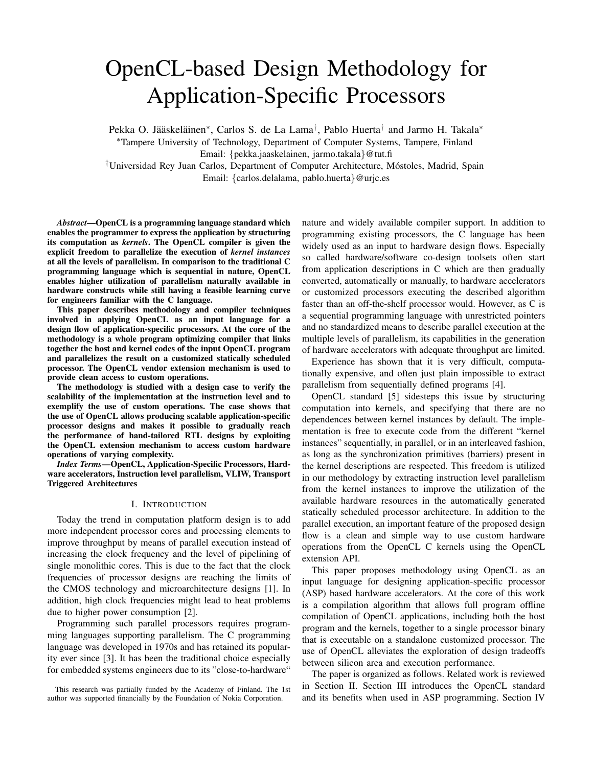# OpenCL-based Design Methodology for Application-Specific Processors

Pekka O. Jääskeläinen*, Carlos S. de La Lama†, Pablo Huerta† and Jarmo H. Takala*

*Tampere University of Technology, Department of Computer Systems, Tampere, Finland
Email: {pekka.jaaskelainen, jarmo.takala}@tut.fi

†Universidad Rey Juan Carlos, Department of Computer Architecture, Móstoles, Madrid, Spain
Email: {carlos.delalama, pablo.huerta}@urjc.es

***Abstract*—OpenCL is a programming language standard which enables the programmer to express the application by structuring its computation as *kernels*. The OpenCL compiler is given the explicit freedom to parallelize the execution of *kernel instances* at all the levels of parallelism. In comparison to the traditional C programming language which is sequential in nature, OpenCL enables higher utilization of parallelism naturally available in hardware constructs while still having a feasible learning curve for engineers familiar with the C language.**

**This paper describes methodology and compiler techniques involved in applying OpenCL as an input language for a design flow of application-specific processors. At the core of the methodology is a whole program optimizing compiler that links together the host and kernel codes of the input OpenCL program and parallelizes the result on a customized statically scheduled processor. The OpenCL vendor extension mechanism is used to provide clean access to custom operations.**

**The methodology is studied with a design case to verify the scalability of the implementation at the instruction level and to exemplify the use of custom operations. The case shows that the use of OpenCL allows producing scalable application-specific processor designs and makes it possible to gradually reach the performance of hand-tailored RTL designs by exploiting the OpenCL extension mechanism to access custom hardware operations of varying complexity.**

***Index Terms*—OpenCL, Application-Specific Processors, Hardware accelerators, Instruction level parallelism, VLIW, Transport Triggered Architectures**

## I. Introduction

Today the trend in computation platform design is to add more independent processor cores and processing elements to improve throughput by means of parallel execution instead of increasing the clock frequency and the level of pipelining of single monolithic cores. This is due to the fact that the clock frequencies of processor designs are reaching the limits of the CMOS technology and microarchitecture designs [1]. In addition, high clock frequencies might lead to heat problems due to higher power consumption [2].

Programming such parallel processors requires programming languages supporting parallelism. The C programming language was developed in 1970s and has retained its popularity ever since [3]. It has been the traditional choice especially for embedded systems engineers due to its "close-to-hardware" nature and widely available compiler support. In addition to programming existing processors, the C language has been widely used as an input to hardware design flows. Especially so called hardware/software co-design toolsets often start from application descriptions in C which are then gradually converted, automatically or manually, to hardware accelerators or customized processors executing the described algorithm faster than an off-the-shelf processor would. However, as C is a sequential programming language with unrestricted pointers and no standardized means to describe parallel execution at the multiple levels of parallelism, its capabilities in the generation of hardware accelerators with adequate throughput are limited.

Experience has shown that it is very difficult, computationally expensive, and often just plain impossible to extract parallelism from sequentially defined programs [4].

OpenCL standard [5] sidesteps this issue by structuring computation into kernels, and specifying that there are no dependences between kernel instances by default. The implementation is free to execute code from the different "kernel instances" sequentially, in parallel, or in an interleaved fashion, as long as the synchronization primitives (barriers) present in the kernel descriptions are respected. This freedom is utilized in our methodology by extracting instruction level parallelism from the kernel instances to improve the utilization of the available hardware resources in the automatically generated statically scheduled processor architecture. In addition to the parallel execution, an important feature of the proposed design flow is a clean and simple way to use custom hardware operations from the OpenCL C kernels using the OpenCL extension API.

This paper proposes methodology using OpenCL as an input language for designing application-specific processor (ASP) based hardware accelerators. At the core of this work is a compilation algorithm that allows full program offline compilation of OpenCL applications, including both the host program and the kernels, together to a single processor binary that is executable on a standalone customized processor. The use of OpenCL alleviates the exploration of design tradeoffs between silicon area and execution performance.

The paper is organized as follows. Related work is reviewed in Section II. Section III introduces the OpenCL standard and its benefits when used in ASP programming. Section IV

This research was partially funded by the Academy of Finland. The 1st author was supported financially by the Foundation of Nokia Corporation.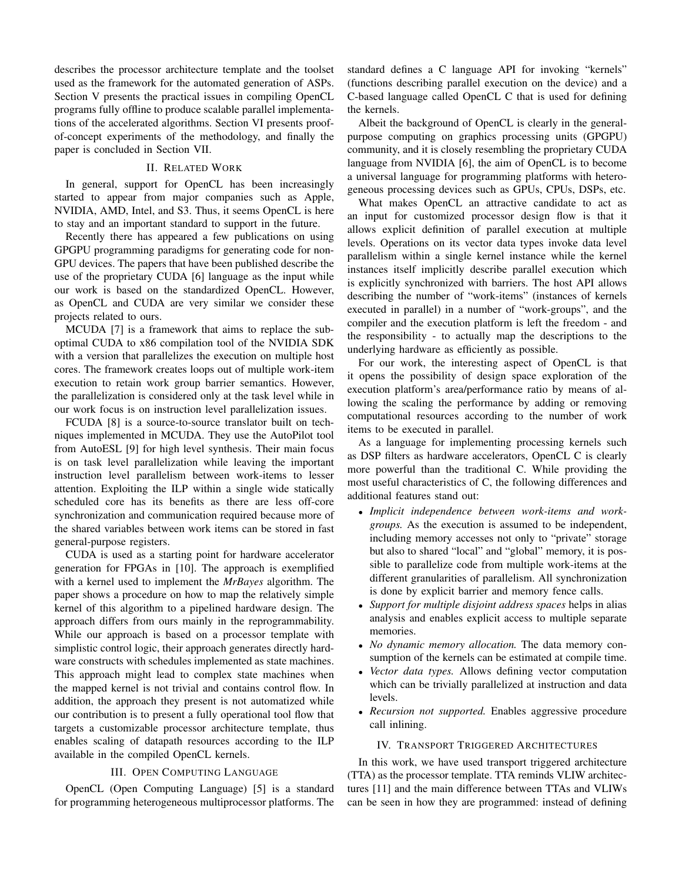describes the processor architecture template and the toolset used as the framework for the automated generation of ASPs. Section V presents the practical issues in compiling OpenCL programs fully offline to produce scalable parallel implementations of the accelerated algorithms. Section VI presents proof-of-concept experiments of the methodology, and finally the paper is concluded in Section VII.

## II. Related Work

In general, support for OpenCL has been increasingly started to appear from major companies such as Apple, NVIDIA, AMD, Intel, and S3. Thus, it seems OpenCL is here to stay and an important standard to support in the future.

Recently there has appeared a few publications on using GPGPU programming paradigms for generating code for non-GPU devices. The papers that have been published describe the use of the proprietary CUDA [6] language as the input while our work is based on the standardized OpenCL. However, as OpenCL and CUDA are very similar we consider these projects related to ours.

MCUDA [7] is a framework that aims to replace the sub-optimal CUDA to x86 compilation tool of the NVIDIA SDK with a version that parallelizes the execution on multiple host cores. The framework creates loops out of multiple work-item execution to retain work group barrier semantics. However, the parallelization is considered only at the task level while in our work focus is on instruction level parallelization issues.

FCUDA [8] is a source-to-source translator built on techniques implemented in MCUDA. They use the AutoPilot tool from AutoESL [9] for high level synthesis. Their main focus is on task level parallelization while leaving the important instruction level parallelism between work-items to lesser attention. Exploiting the ILP within a single wide statically scheduled core has its benefits as there are less off-core synchronization and communication required because more of the shared variables between work items can be stored in fast general-purpose registers.

CUDA is used as a starting point for hardware accelerator generation for FPGAs in [10]. The approach is exemplified with a kernel used to implement the *MrBayes* algorithm. The paper shows a procedure on how to map the relatively simple kernel of this algorithm to a pipelined hardware design. The approach differs from ours mainly in the reprogrammability. While our approach is based on a processor template with simplistic control logic, their approach generates directly hardware constructs with schedules implemented as state machines. This approach might lead to complex state machines when the mapped kernel is not trivial and contains control flow. In addition, the approach they present is not automatized while our contribution is to present a fully operational tool flow that targets a customizable processor architecture template, thus enables scaling of datapath resources according to the ILP available in the compiled OpenCL kernels.

## III. Open Computing Language

OpenCL (Open Computing Language) [5] is a standard for programming heterogeneous multiprocessor platforms. The standard defines a C language API for invoking "kernels" (functions describing parallel execution on the device) and a C-based language called OpenCL C that is used for defining the kernels.

Albeit the background of OpenCL is clearly in the general-purpose computing on graphics processing units (GPGPU) community, and it is closely resembling the proprietary CUDA language from NVIDIA [6], the aim of OpenCL is to become a universal language for programming platforms with heterogeneous processing devices such as GPUs, CPUs, DSPs, etc.

What makes OpenCL an attractive candidate to act as an input for customized processor design flow is that it allows explicit definition of parallel execution at multiple levels. Operations on its vector data types invoke data level parallelism within a single kernel instance while the kernel instances itself implicitly describe parallel execution which is explicitly synchronized with barriers. The host API allows describing the number of "work-items" (instances of kernels executed in parallel) in a number of "work-groups", and the compiler and the execution platform is left the freedom - and the responsibility - to actually map the descriptions to the underlying hardware as efficiently as possible.

For our work, the interesting aspect of OpenCL is that it opens the possibility of design space exploration of the execution platform's area/performance ratio by means of allowing the scaling the performance by adding or removing computational resources according to the number of work items to be executed in parallel.

As a language for implementing processing kernels such as DSP filters as hardware accelerators, OpenCL C is clearly more powerful than the traditional C. While providing the most useful characteristics of C, the following differences and additional features stand out:

- *Implicit independence between work-items and work-groups.* As the execution is assumed to be independent, including memory accesses not only to "private" storage but also to shared "local" and "global" memory, it is possible to parallelize code from multiple work-items at the different granularities of parallelism. All synchronization is done by explicit barrier and memory fence calls.
- *Support for multiple disjoint address spaces* helps in alias analysis and enables explicit access to multiple separate memories.
- *No dynamic memory allocation.* The data memory consumption of the kernels can be estimated at compile time.
- *Vector data types.* Allows defining vector computation which can be trivially parallelized at instruction and data levels.
- *Recursion not supported.* Enables aggressive procedure call inlining.

## IV. Transport Triggered Architectures

In this work, we have used transport triggered architecture (TTA) as the processor template. TTA reminds VLIW architectures [11] and the main difference between TTAs and VLIWs can be seen in how they are programmed: instead of defining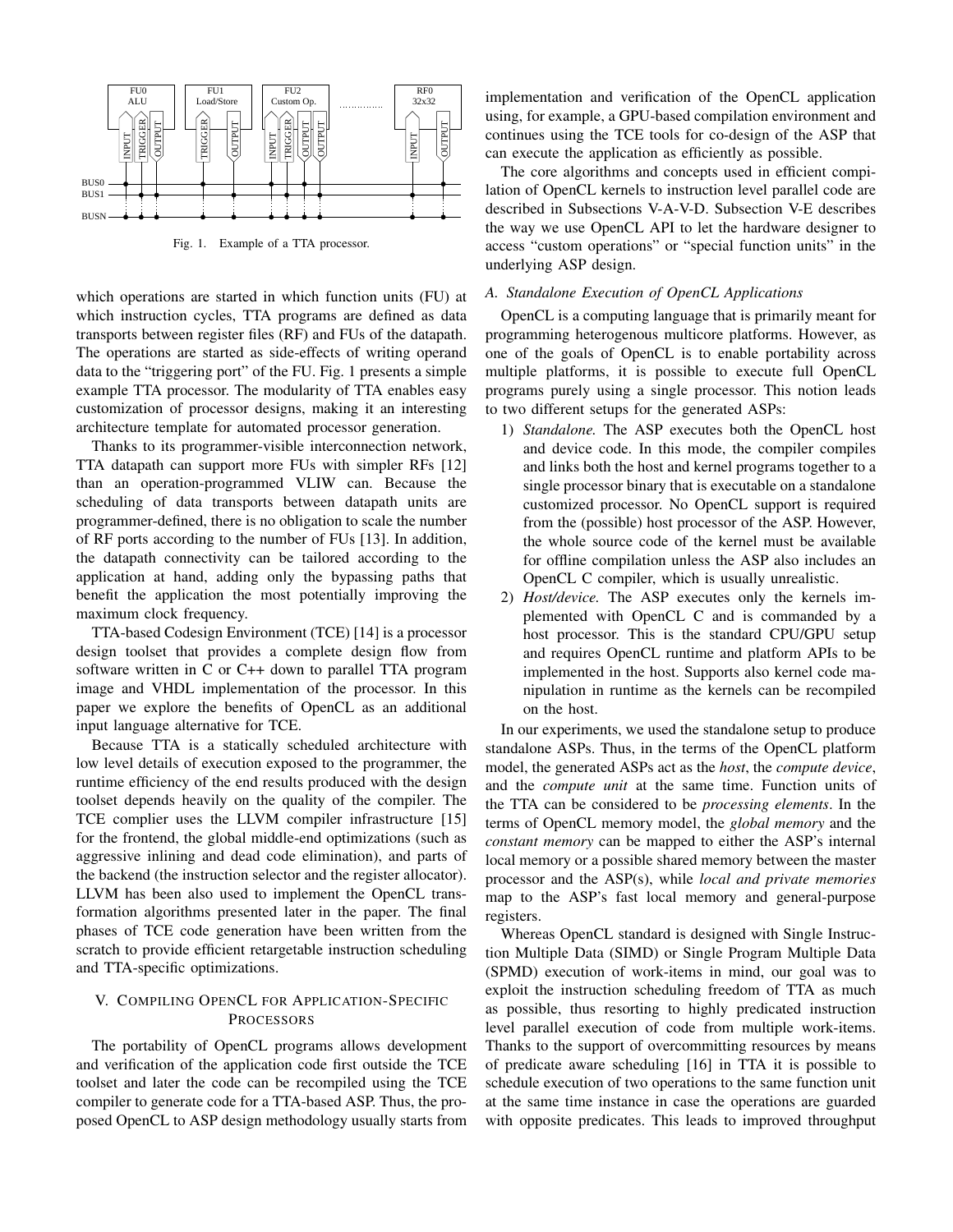FU0
ALU

FU1
Load/Store

FU2
Custom Op.

RF0
32x32

INPUT TRIGGER OUTPUT TRIGGER OUTPUT INPUT TRIGGER OUTPUT OUTPUT INPUT OUTPUT

BUS0
BUS1
BUSN

Fig. 1. Example of a TTA processor.

which operations are started in which function units (FU) at which instruction cycles, TTA programs are defined as data transports between register files (RF) and FUs of the datapath. The operations are started as side-effects of writing operand data to the "triggering port" of the FU. Fig. 1 presents a simple example TTA processor. The modularity of TTA enables easy customization of processor designs, making it an interesting architecture template for automated processor generation.

Thanks to its programmer-visible interconnection network, TTA datapath can support more FUs with simpler RFs [12] than an operation-programmed VLIW can. Because the scheduling of data transports between datapath units are programmer-defined, there is no obligation to scale the number of RF ports according to the number of FUs [13]. In addition, the datapath connectivity can be tailored according to the application at hand, adding only the bypassing paths that benefit the application the most potentially improving the maximum clock frequency.

TTA-based Codesign Environment (TCE) [14] is a processor design toolset that provides a complete design flow from software written in C or C++ down to parallel TTA program image and VHDL implementation of the processor. In this paper we explore the benefits of OpenCL as an additional input language alternative for TCE.

Because TTA is a statically scheduled architecture with low level details of execution exposed to the programmer, the runtime efficiency of the end results produced with the design toolset depends heavily on the quality of the compiler. The TCE complier uses the LLVM compiler infrastructure [15] for the frontend, the global middle-end optimizations (such as aggressive inlining and dead code elimination), and parts of the backend (the instruction selector and the register allocator). LLVM has been also used to implement the OpenCL transformation algorithms presented later in the paper. The final phases of TCE code generation have been written from the scratch to provide efficient retargetable instruction scheduling and TTA-specific optimizations.

## V. Compiling OpenCL for Application-Specific Processors

The portability of OpenCL programs allows development and verification of the application code first outside the TCE toolset and later the code can be recompiled using the TCE compiler to generate code for a TTA-based ASP. Thus, the proposed OpenCL to ASP design methodology usually starts from implementation and verification of the OpenCL application using, for example, a GPU-based compilation environment and continues using the TCE tools for co-design of the ASP that can execute the application as efficiently as possible.

The core algorithms and concepts used in efficient compilation of OpenCL kernels to instruction level parallel code are described in Subsections V-A-V-D. Subsection V-E describes the way we use OpenCL API to let the hardware designer to access "custom operations" or "special function units" in the underlying ASP design.

### A. Standalone Execution of OpenCL Applications

OpenCL is a computing language that is primarily meant for programming heterogenous multicore platforms. However, as one of the goals of OpenCL is to enable portability across multiple platforms, it is possible to execute full OpenCL programs purely using a single processor. This notion leads to two different setups for the generated ASPs:

1) *Standalone.* The ASP executes both the OpenCL host and device code. In this mode, the compiler compiles and links both the host and kernel programs together to a single processor binary that is executable on a standalone customized processor. No OpenCL support is required from the (possible) host processor of the ASP. However, the whole source code of the kernel must be available for offline compilation unless the ASP also includes an OpenCL C compiler, which is usually unrealistic.
2) *Host/device.* The ASP executes only the kernels implemented with OpenCL C and is commanded by a host processor. This is the standard CPU/GPU setup and requires OpenCL runtime and platform APIs to be implemented in the host. Supports also kernel code manipulation in runtime as the kernels can be recompiled on the host.

In our experiments, we used the standalone setup to produce standalone ASPs. Thus, in the terms of the OpenCL platform model, the generated ASPs act as the *host*, the *compute device*, and the *compute unit* at the same time. Function units of the TTA can be considered to be *processing elements*. In the terms of OpenCL memory model, the *global memory* and the *constant memory* can be mapped to either the ASP's internal local memory or a possible shared memory between the master processor and the ASP(s), while *local and private memories* map to the ASP's fast local memory and general-purpose registers.

Whereas OpenCL standard is designed with Single Instruction Multiple Data (SIMD) or Single Program Multiple Data (SPMD) execution of work-items in mind, our goal was to exploit the instruction scheduling freedom of TTA as much as possible, thus resorting to highly predicated instruction level parallel execution of code from multiple work-items. Thanks to the support of overcommitting resources by means of predicate aware scheduling [16] in TTA it is possible to schedule execution of two operations to the same function unit at the same time instance in case the operations are guarded with opposite predicates. This leads to improved throughput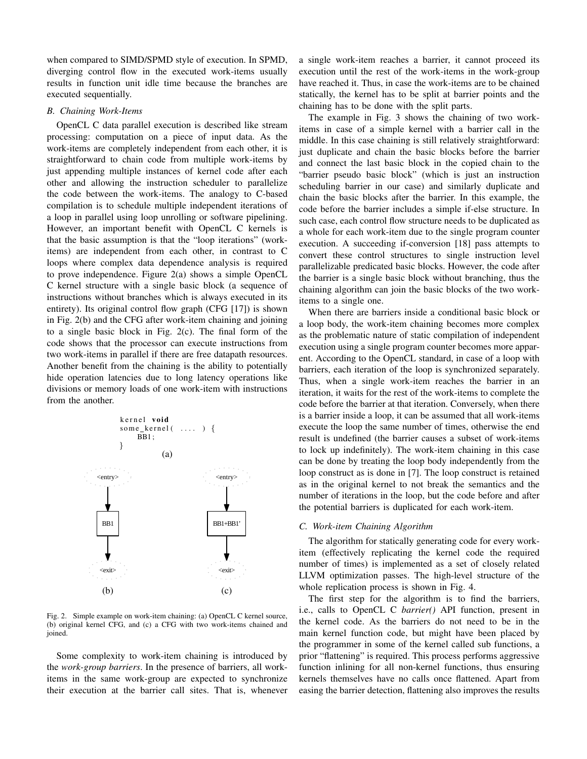when compared to SIMD/SPMD style of execution. In SPMD, diverging control flow in the executed work-items usually results in function unit idle time because the branches are executed sequentially.

### B. Chaining Work-Items

OpenCL C data parallel execution is described like stream processing: computation on a piece of input data. As the work-items are completely independent from each other, it is straightforward to chain code from multiple work-items by just appending multiple instances of kernel code after each other and allowing the instruction scheduler to parallelize the code between the work-items. The analogy to C-based compilation is to schedule multiple independent iterations of a loop in parallel using loop unrolling or software pipelining. However, an important benefit with OpenCL C kernels is that the basic assumption is that the "loop iterations" (work-items) are independent from each other, in contrast to C loops where complex data dependence analysis is required to prove independence. Figure 2(a) shows a simple OpenCL C kernel structure with a single basic block (a sequence of instructions without branches which is always executed in its entirety). Its original control flow graph (CFG [17]) is shown in Fig. 2(b) and the CFG after work-item chaining and joining to a single basic block in Fig. 2(c). The final form of the code shows that the processor can execute instructions from two work-items in parallel if there are free datapath resources. Another benefit from the chaining is the ability to potentially hide operation latencies due to long latency operations like divisions or memory loads of one work-item with instructions from the another.

```
kernel void
some_kernel( .... ) {
    BB1;
}
```

(a)

(b) <entry> → BB1 → <exit>

(c) <entry> → BB1+BB1' → <exit>

Fig. 2. Simple example on work-item chaining: (a) OpenCL C kernel source, (b) original kernel CFG, and (c) a CFG with two work-items chained and joined.

Some complexity to work-item chaining is introduced by the *work-group barriers*. In the presence of barriers, all work-items in the same work-group are expected to synchronize their execution at the barrier call sites. That is, whenever a single work-item reaches a barrier, it cannot proceed its execution until the rest of the work-items in the work-group have reached it. Thus, in case the work-items are to be chained statically, the kernel has to be split at barrier points and the chaining has to be done with the split parts.

The example in Fig. 3 shows the chaining of two work-items in case of a simple kernel with a barrier call in the middle. In this case chaining is still relatively straightforward: just duplicate and chain the basic blocks before the barrier and connect the last basic block in the copied chain to the "barrier pseudo basic block" (which is just an instruction scheduling barrier in our case) and similarly duplicate and chain the basic blocks after the barrier. In this example, the code before the barrier includes a simple if-else structure. In such case, each control flow structure needs to be duplicated as a whole for each work-item due to the single program counter execution. A succeeding if-conversion [18] pass attempts to convert these control structures to single instruction level parallelizable predicated basic blocks. However, the code after the barrier is a single basic block without branching, thus the chaining algorithm can join the basic blocks of the two work-items to a single one.

When there are barriers inside a conditional basic block or a loop body, the work-item chaining becomes more complex as the problematic nature of static compilation of independent execution using a single program counter becomes more apparent. According to the OpenCL standard, in case of a loop with barriers, each iteration of the loop is synchronized separately. Thus, when a single work-item reaches the barrier in an iteration, it waits for the rest of the work-items to complete the code before the barrier at that iteration. Conversely, when there is a barrier inside a loop, it can be assumed that all work-items execute the loop the same number of times, otherwise the end result is undefined (the barrier causes a subset of work-items to lock up indefinitely). The work-item chaining in this case can be done by treating the loop body independently from the loop construct as is done in [7]. The loop construct is retained as in the original kernel to not break the semantics and the number of iterations in the loop, but the code before and after the potential barriers is duplicated for each work-item.

### C. Work-item Chaining Algorithm

The algorithm for statically generating code for every work-item (effectively replicating the kernel code the required number of times) is implemented as a set of closely related LLVM optimization passes. The high-level structure of the whole replication process is shown in Fig. 4.

The first step for the algorithm is to find the barriers, i.e., calls to OpenCL C *barrier()* API function, present in the kernel code. As the barriers do not need to be in the main kernel function code, but might have been placed by the programmer in some of the kernel called sub functions, a prior "flattening" is required. This process performs aggressive function inlining for all non-kernel functions, thus ensuring kernels themselves have no calls once flattened. Apart from easing the barrier detection, flattening also improves the results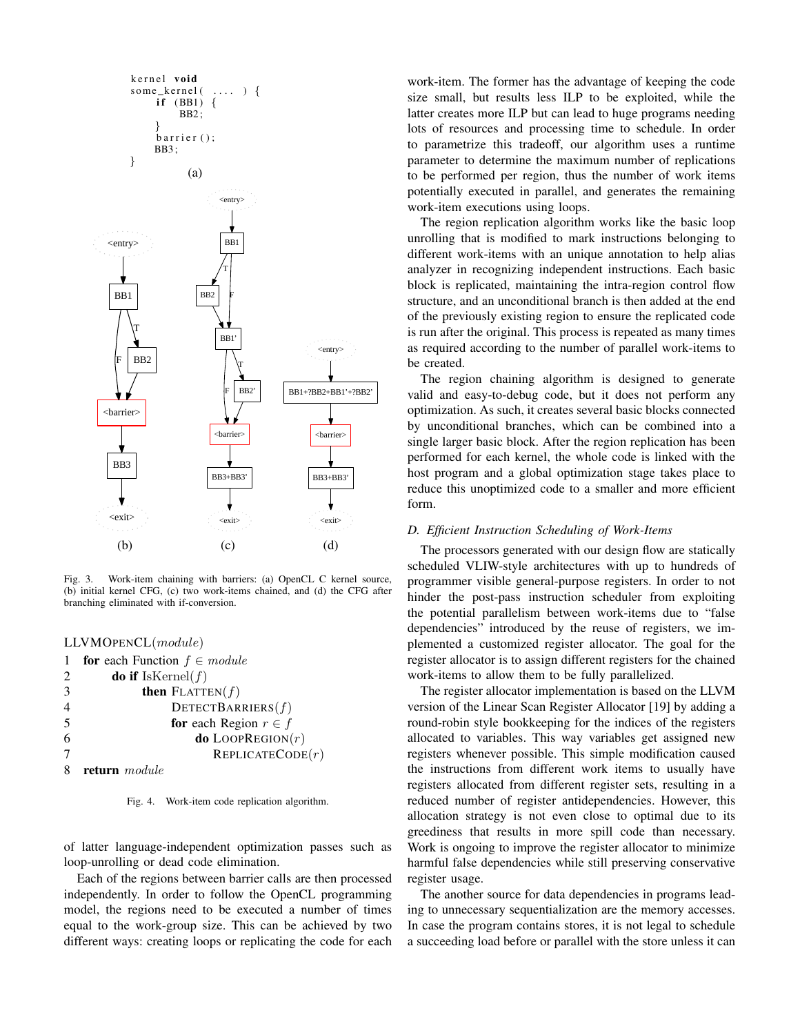```
kernel void
some_kernel( .... ) {
    if (BB1) {
        BB2;
    }
    barrier();
    BB3;
}
```

(a)

Fig. 3. Work-item chaining with barriers: (a) OpenCL C kernel source, (b) initial kernel CFG, (c) two work-items chained, and (d) the CFG after branching eliminated with if-conversion.

```
LLVMOpenCL(module)
1  for each Function f ∈ module
2      do if IsKernel(f)
3          then Flatten(f)
4              DetectBarriers(f)
5              for each Region r ∈ f
6                  do LoopRegion(r)
7                      ReplicateCode(r)
8  return module
```

Fig. 4. Work-item code replication algorithm.

of latter language-independent optimization passes such as loop-unrolling or dead code elimination.

Each of the regions between barrier calls are then processed independently. In order to follow the OpenCL programming model, the regions need to be executed a number of times equal to the work-group size. This can be achieved by two different ways: creating loops or replicating the code for each work-item. The former has the advantage of keeping the code size small, but results less ILP to be exploited, while the latter creates more ILP but can lead to huge programs needing lots of resources and processing time to schedule. In order to parametrize this tradeoff, our algorithm uses a runtime parameter to determine the maximum number of replications to be performed per region, thus the number of work items potentially executed in parallel, and generates the remaining work-item executions using loops.

The region replication algorithm works like the basic loop unrolling that is modified to mark instructions belonging to different work-items with an unique annotation to help alias analyzer in recognizing independent instructions. Each basic block is replicated, maintaining the intra-region control flow structure, and an unconditional branch is then added at the end of the previously existing region to ensure the replicated code is run after the original. This process is repeated as many times as required according to the number of parallel work-items to be created.

The region chaining algorithm is designed to generate valid and easy-to-debug code, but it does not perform any optimization. As such, it creates several basic blocks connected by unconditional branches, which can be combined into a single larger basic block. After the region replication has been performed for each kernel, the whole code is linked with the host program and a global optimization stage takes place to reduce this unoptimized code to a smaller and more efficient form.

### *D. Efficient Instruction Scheduling of Work-Items*

The processors generated with our design flow are statically scheduled VLIW-style architectures with up to hundreds of programmer visible general-purpose registers. In order to not hinder the post-pass instruction scheduler from exploiting the potential parallelism between work-items due to "false dependencies" introduced by the reuse of registers, we implemented a customized register allocator. The goal for the register allocator is to assign different registers for the chained work-items to allow them to be fully parallelized.

The register allocator implementation is based on the LLVM version of the Linear Scan Register Allocator [19] by adding a round-robin style bookkeeping for the indices of the registers allocated to variables. This way variables get assigned new registers whenever possible. This simple modification caused the instructions from different work items to usually have registers allocated from different register sets, resulting in a reduced number of register antidependencies. However, this allocation strategy is not even close to optimal due to its greediness that results in more spill code than necessary. Work is ongoing to improve the register allocator to minimize harmful false dependencies while still preserving conservative register usage.

The another source for data dependencies in programs leading to unnecessary sequentialization are the memory accesses. In case the program contains stores, it is not legal to schedule a succeeding load before or parallel with the store unless it can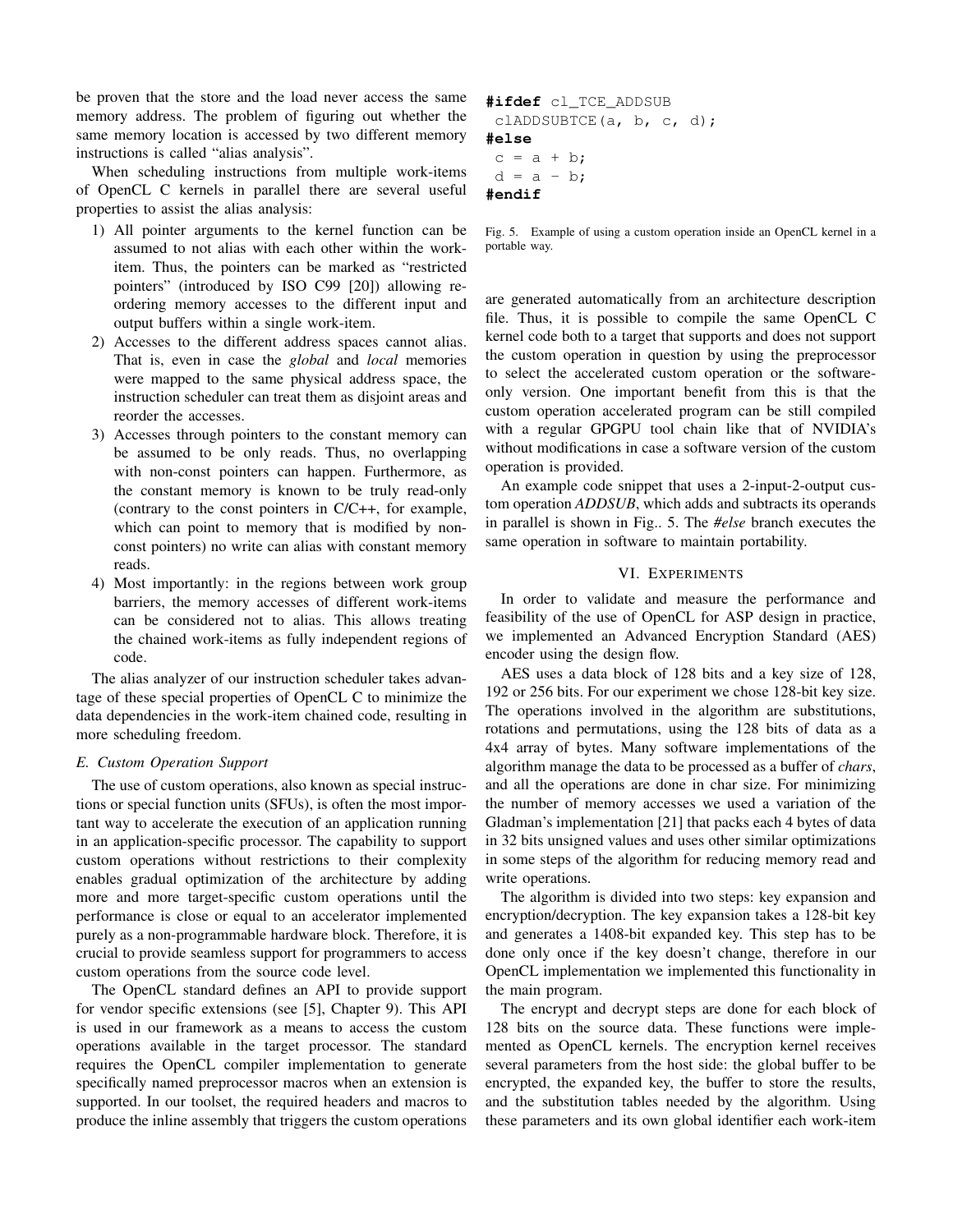be proven that the store and the load never access the same memory address. The problem of figuring out whether the same memory location is accessed by two different memory instructions is called "alias analysis".

When scheduling instructions from multiple work-items of OpenCL C kernels in parallel there are several useful properties to assist the alias analysis:

1) All pointer arguments to the kernel function can be assumed to not alias with each other within the work-item. Thus, the pointers can be marked as "restricted pointers" (introduced by ISO C99 [20]) allowing re-ordering memory accesses to the different input and output buffers within a single work-item.
2) Accesses to the different address spaces cannot alias. That is, even in case the *global* and *local* memories were mapped to the same physical address space, the instruction scheduler can treat them as disjoint areas and reorder the accesses.
3) Accesses through pointers to the constant memory can be assumed to be only reads. Thus, no overlapping with non-const pointers can happen. Furthermore, as the constant memory is known to be truly read-only (contrary to the const pointers in C/C++, for example, which can point to memory that is modified by non-const pointers) no write can alias with constant memory reads.
4) Most importantly: in the regions between work group barriers, the memory accesses of different work-items can be considered not to alias. This allows treating the chained work-items as fully independent regions of code.

The alias analyzer of our instruction scheduler takes advantage of these special properties of OpenCL C to minimize the data dependencies in the work-item chained code, resulting in more scheduling freedom.

### E. Custom Operation Support

The use of custom operations, also known as special instructions or special function units (SFUs), is often the most important way to accelerate the execution of an application running in an application-specific processor. The capability to support custom operations without restrictions to their complexity enables gradual optimization of the architecture by adding more and more target-specific custom operations until the performance is close or equal to an accelerator implemented purely as a non-programmable hardware block. Therefore, it is crucial to provide seamless support for programmers to access custom operations from the source code level.

The OpenCL standard defines an API to provide support for vendor specific extensions (see [5], Chapter 9). This API is used in our framework as a means to access the custom operations available in the target processor. The standard requires the OpenCL compiler implementation to generate specifically named preprocessor macros when an extension is supported. In our toolset, the required headers and macros to produce the inline assembly that triggers the custom operations are generated automatically from an architecture description file. Thus, it is possible to compile the same OpenCL C kernel code both to a target that supports and does not support the custom operation in question by using the preprocessor to select the accelerated custom operation or the software-only version. One important benefit from this is that the custom operation accelerated program can be still compiled with a regular GPGPU tool chain like that of NVIDIA's without modifications in case a software version of the custom operation is provided.

```
#ifdef cl_TCE_ADDSUB
 clADDSUBTCE(a, b, c, d);
#else
 c = a + b;
 d = a - b;
#endif
```

Fig. 5. Example of using a custom operation inside an OpenCL kernel in a portable way.

An example code snippet that uses a 2-input-2-output custom operation *ADDSUB*, which adds and subtracts its operands in parallel is shown in Fig.. 5. The *#else* branch executes the same operation in software to maintain portability.

## VI. Experiments

In order to validate and measure the performance and feasibility of the use of OpenCL for ASP design in practice, we implemented an Advanced Encryption Standard (AES) encoder using the design flow.

AES uses a data block of 128 bits and a key size of 128, 192 or 256 bits. For our experiment we chose 128-bit key size. The operations involved in the algorithm are substitutions, rotations and permutations, using the 128 bits of data as a 4x4 array of bytes. Many software implementations of the algorithm manage the data to be processed as a buffer of *chars*, and all the operations are done in char size. For minimizing the number of memory accesses we used a variation of the Gladman's implementation [21] that packs each 4 bytes of data in 32 bits unsigned values and uses other similar optimizations in some steps of the algorithm for reducing memory read and write operations.

The algorithm is divided into two steps: key expansion and encryption/decryption. The key expansion takes a 128-bit key and generates a 1408-bit expanded key. This step has to be done only once if the key doesn't change, therefore in our OpenCL implementation we implemented this functionality in the main program.

The encrypt and decrypt steps are done for each block of 128 bits on the source data. These functions were implemented as OpenCL kernels. The encryption kernel receives several parameters from the host side: the global buffer to be encrypted, the expanded key, the buffer to store the results, and the substitution tables needed by the algorithm. Using these parameters and its own global identifier each work-item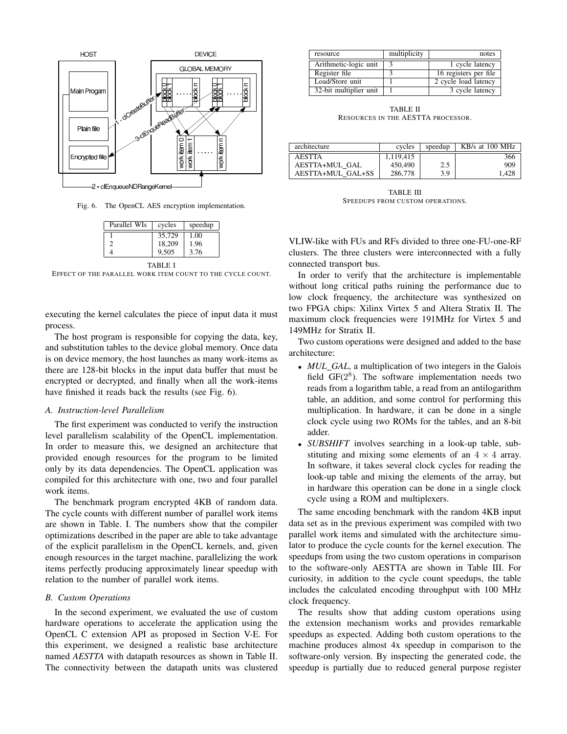Fig. 6. The OpenCL AES encryption implementation.

| Parallel WIs | cycles | speedup |
|---|---|---|
| 1 | 35,729 | 1.00 |
| 2 | 18,209 | 1.96 |
| 4 | 9,505 | 3.76 |

TABLE I
EFFECT OF THE PARALLEL WORK ITEM COUNT TO THE CYCLE COUNT.

executing the kernel calculates the piece of input data it must process.

The host program is responsible for copying the data, key, and substitution tables to the device global memory. Once data is on device memory, the host launches as many work-items as there are 128-bit blocks in the input data buffer that must be encrypted or decrypted, and finally when all the work-items have finished it reads back the results (see Fig. 6).

### A. Instruction-level Parallelism

The first experiment was conducted to verify the instruction level parallelism scalability of the OpenCL implementation. In order to measure this, we designed an architecture that provided enough resources for the program to be limited only by its data dependencies. The OpenCL application was compiled for this architecture with one, two and four parallel work items.

The benchmark program encrypted 4KB of random data. The cycle counts with different number of parallel work items are shown in Table. I. The numbers show that the compiler optimizations described in the paper are able to take advantage of the explicit parallelism in the OpenCL kernels, and, given enough resources in the target machine, parallelizing the work items perfectly producing approximately linear speedup with relation to the number of parallel work items.

### B. Custom Operations

In the second experiment, we evaluated the use of custom hardware operations to accelerate the application using the OpenCL C extension API as proposed in Section V-E. For this experiment, we designed a realistic base architecture named *AESTTA* with datapath resources as shown in Table II. The connectivity between the datapath units was clustered VLIW-like with FUs and RFs divided to three one-FU-one-RF clusters. The three clusters were interconnected with a fully connected transport bus.

| resource | multiplicity | notes |
|---|---|---|
| Arithmetic-logic unit | 3 | 1 cycle latency |
| Register file | 3 | 16 registers per file |
| Load/Store unit | 1 | 2 cycle load latency |
| 32-bit multiplier unit | 1 | 3 cycle latency |

TABLE II
RESOURCES IN THE AESTTA PROCESSOR.

| architecture | cycles | speedup | KB/s at 100 MHz |
|---|---|---|---|
| AESTTA | 1,119,415 | | 366 |
| AESTTA+MUL_GAL | 450,490 | 2.5 | 909 |
| AESTTA+MUL_GAL+SS | 286,778 | 3.9 | 1,428 |

TABLE III
SPEEDUPS FROM CUSTOM OPERATIONS.

In order to verify that the architecture is implementable without long critical paths ruining the performance due to low clock frequency, the architecture was synthesized on two FPGA chips: Xilinx Virtex 5 and Altera Stratix II. The maximum clock frequencies were 191MHz for Virtex 5 and 149MHz for Stratix II.

Two custom operations were designed and added to the base architecture:

- *MUL_GAL*, a multiplication of two integers in the Galois field GF($2^8$). The software implementation needs two reads from a logarithm table, a read from an antilogarithm table, an addition, and some control for performing this multiplication. In hardware, it can be done in a single clock cycle using two ROMs for the tables, and an 8-bit adder.
- *SUBSHIFT* involves searching in a look-up table, substituting and mixing some elements of an $4 \times 4$ array. In software, it takes several clock cycles for reading the look-up table and mixing the elements of the array, but in hardware this operation can be done in a single clock cycle using a ROM and multiplexers.

The same encoding benchmark with the random 4KB input data set as in the previous experiment was compiled with two parallel work items and simulated with the architecture simulator to produce the cycle counts for the kernel execution. The speedups from using the two custom operations in comparison to the software-only AESTTA are shown in Table III. For curiosity, in addition to the cycle count speedups, the table includes the calculated encoding throughput with 100 MHz clock frequency.

The results show that adding custom operations using the extension mechanism works and provides remarkable speedups as expected. Adding both custom operations to the machine produces almost 4x speedup in comparison to the software-only version. By inspecting the generated code, the speedup is partially due to reduced general purpose register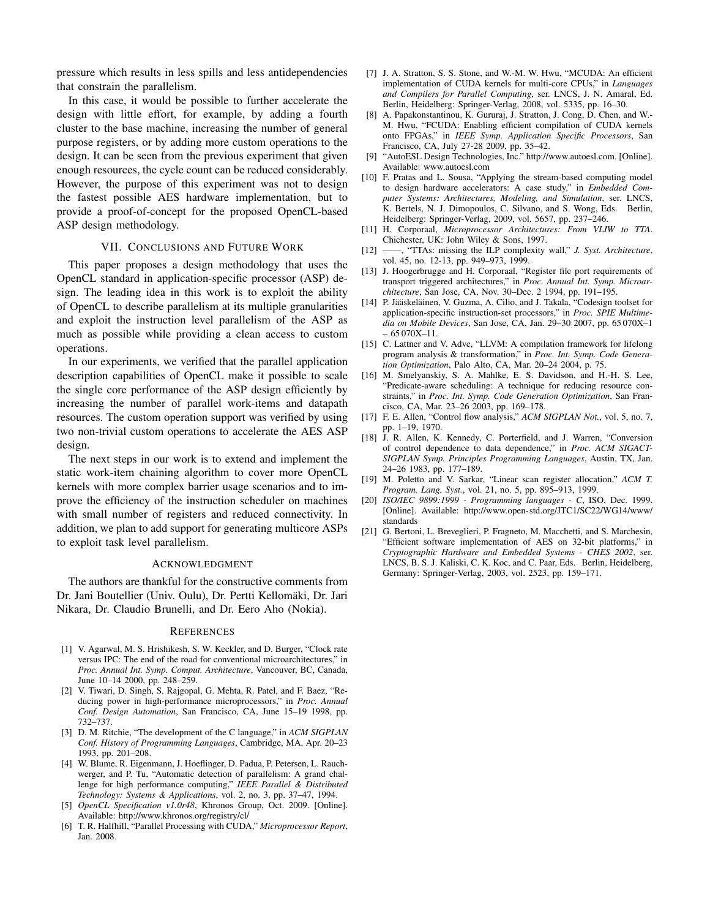pressure which results in less spills and less antidependencies that constrain the parallelism.

In this case, it would be possible to further accelerate the design with little effort, for example, by adding a fourth cluster to the base machine, increasing the number of general purpose registers, or by adding more custom operations to the design. It can be seen from the previous experiment that given enough resources, the cycle count can be reduced considerably. However, the purpose of this experiment was not to design the fastest possible AES hardware implementation, but to provide a proof-of-concept for the proposed OpenCL-based ASP design methodology.

## VII. Conclusions and Future Work

This paper proposes a design methodology that uses the OpenCL standard in application-specific processor (ASP) design. The leading idea in this work is to exploit the ability of OpenCL to describe parallelism at its multiple granularities and exploit the instruction level parallelism of the ASP as much as possible while providing a clean access to custom operations.

In our experiments, we verified that the parallel application description capabilities of OpenCL make it possible to scale the single core performance of the ASP design efficiently by increasing the number of parallel work-items and datapath resources. The custom operation support was verified by using two non-trivial custom operations to accelerate the AES ASP design.

The next steps in our work is to extend and implement the static work-item chaining algorithm to cover more OpenCL kernels with more complex barrier usage scenarios and to improve the efficiency of the instruction scheduler on machines with small number of registers and reduced connectivity. In addition, we plan to add support for generating multicore ASPs to exploit task level parallelism.

## Acknowledgment

The authors are thankful for the constructive comments from Dr. Jani Boutellier (Univ. Oulu), Dr. Pertti Kellomäki, Dr. Jari Nikara, Dr. Claudio Brunelli, and Dr. Eero Aho (Nokia).

## References

[1] V. Agarwal, M. S. Hrishikesh, S. W. Keckler, and D. Burger, "Clock rate versus IPC: The end of the road for conventional microarchitectures," in *Proc. Annual Int. Symp. Comput. Architecture*, Vancouver, BC, Canada, June 10–14 2000, pp. 248–259.

[2] V. Tiwari, D. Singh, S. Rajgopal, G. Mehta, R. Patel, and F. Baez, "Reducing power in high-performance microprocessors," in *Proc. Annual Conf. Design Automation*, San Francisco, CA, June 15–19 1998, pp. 732–737.

[3] D. M. Ritchie, "The development of the C language," in *ACM SIGPLAN Conf. History of Programming Languages*, Cambridge, MA, Apr. 20–23 1993, pp. 201–208.

[4] W. Blume, R. Eigenmann, J. Hoeflinger, D. Padua, P. Petersen, L. Rauchwerger, and P. Tu, "Automatic detection of parallelism: A grand challenge for high performance computing," *IEEE Parallel & Distributed Technology: Systems & Applications*, vol. 2, no. 3, pp. 37–47, 1994.

[5] *OpenCL Specification v1.0r48*, Khronos Group, Oct. 2009. [Online]. Available: http://www.khronos.org/registry/cl/

[6] T. R. Halfhill, "Parallel Processing with CUDA," *Microprocessor Report*, Jan. 2008.

[7] J. A. Stratton, S. S. Stone, and W.-M. W. Hwu, "MCUDA: An efficient implementation of CUDA kernels for multi-core CPUs," in *Languages and Compilers for Parallel Computing*, ser. LNCS, J. N. Amaral, Ed. Berlin, Heidelberg: Springer-Verlag, 2008, vol. 5335, pp. 16–30.

[8] A. Papakonstantinou, K. Gururaj, J. Stratton, J. Cong, D. Chen, and W.-M. Hwu, "FCUDA: Enabling efficient compilation of CUDA kernels onto FPGAs," in *IEEE Symp. Application Specific Processors*, San Francisco, CA, July 27-28 2009, pp. 35–42.

[9] "AutoESL Design Technologies, Inc." http://www.autoesl.com. [Online]. Available: www.autoesl.com

[10] F. Pratas and L. Sousa, "Applying the stream-based computing model to design hardware accelerators: A case study," in *Embedded Computer Systems: Architectures, Modeling, and Simulation*, ser. LNCS, K. Bertels, N. J. Dimopoulos, C. Silvano, and S. Wong, Eds. Berlin, Heidelberg: Springer-Verlag, 2009, vol. 5657, pp. 237–246.

[11] H. Corporaal, *Microprocessor Architectures: From VLIW to TTA*. Chichester, UK: John Wiley & Sons, 1997.

[12] ——, "TTAs: missing the ILP complexity wall," *J. Syst. Architecture*, vol. 45, no. 12-13, pp. 949–973, 1999.

[13] J. Hoogerbrugge and H. Corporaal, "Register file port requirements of transport triggered architectures," in *Proc. Annual Int. Symp. Microarchitecture*, San Jose, CA, Nov. 30–Dec. 2 1994, pp. 191–195.

[14] P. Jääskeläinen, V. Guzma, A. Cilio, and J. Takala, "Codesign toolset for application-specific instruction-set processors," in *Proc. SPIE Multimedia on Mobile Devices*, San Jose, CA, Jan. 29–30 2007, pp. 65 070X–1 – 65 070X–11.

[15] C. Lattner and V. Adve, "LLVM: A compilation framework for lifelong program analysis & transformation," in *Proc. Int. Symp. Code Generation Optimization*, Palo Alto, CA, Mar. 20–24 2004, p. 75.

[16] M. Smelyanskiy, S. A. Mahlke, E. S. Davidson, and H.-H. S. Lee, "Predicate-aware scheduling: A technique for reducing resource constraints," in *Proc. Int. Symp. Code Generation Optimization*, San Francisco, CA, Mar. 23–26 2003, pp. 169–178.

[17] F. E. Allen, "Control flow analysis," *ACM SIGPLAN Not.*, vol. 5, no. 7, pp. 1–19, 1970.

[18] J. R. Allen, K. Kennedy, C. Porterfield, and J. Warren, "Conversion of control dependence to data dependence," in *Proc. ACM SIGACT-SIGPLAN Symp. Principles Programming Languages*, Austin, TX, Jan. 24–26 1983, pp. 177–189.

[19] M. Poletto and V. Sarkar, "Linear scan register allocation," *ACM T. Program. Lang. Syst.*, vol. 21, no. 5, pp. 895–913, 1999.

[20] *ISO/IEC 9899:1999 - Programming languages - C*, ISO, Dec. 1999. [Online]. Available: http://www.open-std.org/JTC1/SC22/WG14/www/standards

[21] G. Bertoni, L. Breveglieri, P. Fragneto, M. Macchetti, and S. Marchesin, "Efficient software implementation of AES on 32-bit platforms," in *Cryptographic Hardware and Embedded Systems - CHES 2002*, ser. LNCS, B. S. J. Kaliski, C. K. Koc, and C. Paar, Eds. Berlin, Heidelberg, Germany: Springer-Verlag, 2003, vol. 2523, pp. 159–171.